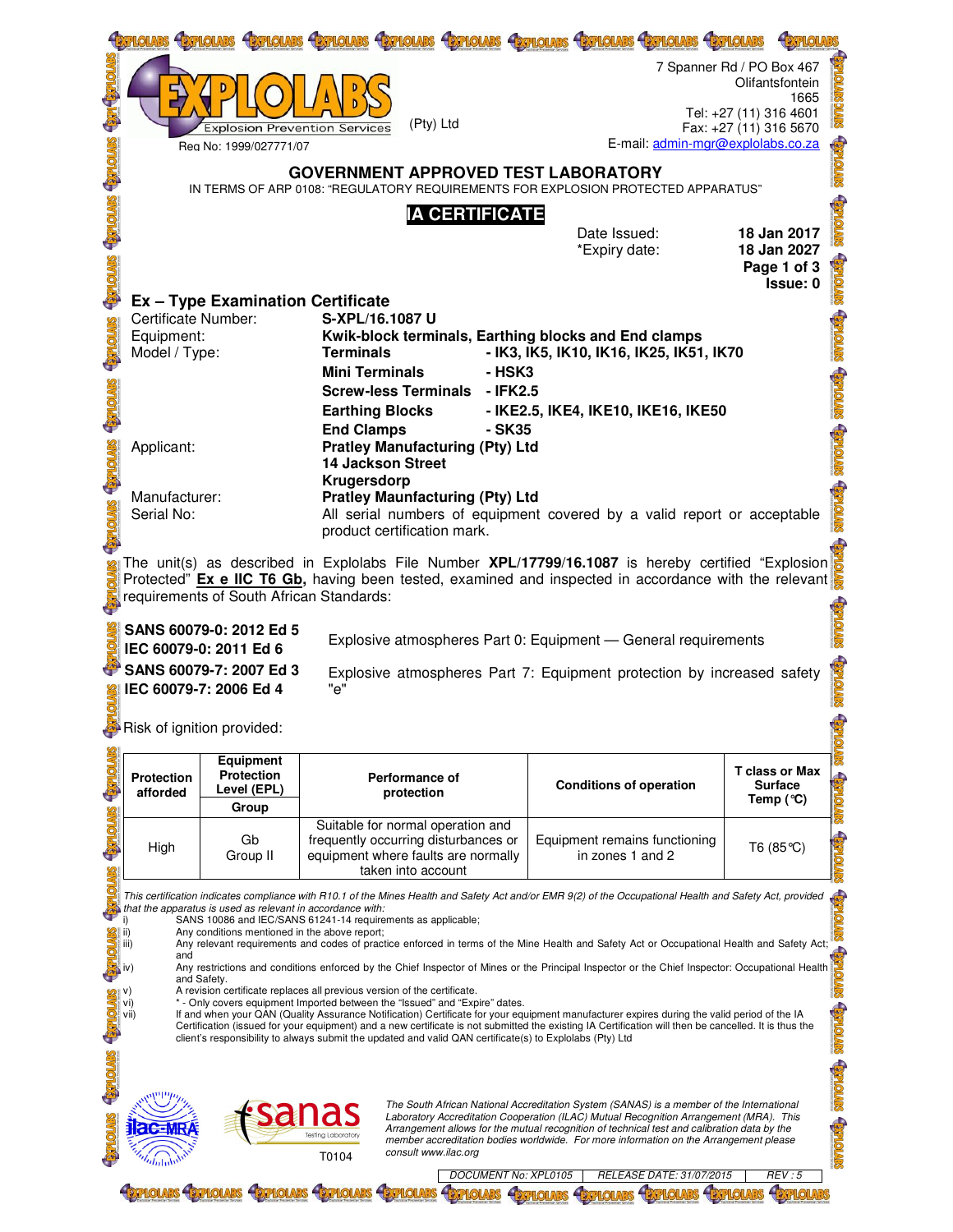EXPLOLABS
Explosion Prevention Services
(Pty) Ltd

Reg No: 1999/027771/07

7 Spanner Rd / PO Box 467
Olifantsfontein
1665
Tel: +27 (11) 316 4601
Fax: +27 (11) 316 5670
E-mail: admin-mgr@explolabs.co.za

## GOVERNMENT APPROVED TEST LABORATORY

IN TERMS OF ARP 0108: "REGULATORY REQUIREMENTS FOR EXPLOSION PROTECTED APPARATUS"

## IA CERTIFICATE

Date Issued: **18 Jan 2017**
*Expiry date: **18 Jan 2027**
**Page 1 of 3**
**Issue: 0**

### Ex – Type Examination Certificate

Certificate Number: **S-XPL/16.1087 U**

Equipment: **Kwik-block terminals, Earthing blocks and End clamps**

Model / Type:
**Terminals** - **IK3, IK5, IK10, IK16, IK25, IK51, IK70**
**Mini Terminals** - **HSK3**
**Screw-less Terminals** - **IFK2.5**
**Earthing Blocks** - **IKE2.5, IKE4, IKE10, IKE16, IKE50**
**End Clamps** - **SK35**

Applicant: **Pratley Manufacturing (Pty) Ltd**
**14 Jackson Street**
**Krugersdorp**

Manufacturer: **Pratley Maunfacturing (Pty) Ltd**

Serial No: All serial numbers of equipment covered by a valid report or acceptable product certification mark.

The unit(s) as described in Explolabs File Number **XPL/17799/16.1087** is hereby certified "Explosion Protected" **Ex e IIC T6 Gb**, having been tested, examined and inspected in accordance with the relevant requirements of South African Standards:

**SANS 60079-0: 2012 Ed 5**
**IEC 60079-0: 2011 Ed 6** — Explosive atmospheres Part 0: Equipment — General requirements

**SANS 60079-7: 2007 Ed 3**
**IEC 60079-7: 2006 Ed 4** — Explosive atmospheres Part 7: Equipment protection by increased safety "e"

Risk of ignition provided:

| Protection afforded | Equipment Protection Level (EPL) / Group | Performance of protection | Conditions of operation | T class or Max Surface Temp (°C) |
|---|---|---|---|---|
| High | Gb Group II | Suitable for normal operation and frequently occurring disturbances or equipment where faults are normally taken into account | Equipment remains functioning in zones 1 and 2 | T6 (85°C) |

*This certification indicates compliance with R10.1 of the Mines Health and Safety Act and/or EMR 9(2) of the Occupational Health and Safety Act, provided that the apparatus is used as relevant in accordance with:*

i) SANS 10086 and IEC/SANS 61241-14 requirements as applicable;
ii) Any conditions mentioned in the above report;
iii) Any relevant requirements and codes of practice enforced in terms of the Mine Health and Safety Act or Occupational Health and Safety Act; and
iv) Any restrictions and conditions enforced by the Chief Inspector of Mines or the Principal Inspector or the Chief Inspector: Occupational Health and Safety.
v) A revision certificate replaces all previous version of the certificate.
vi) * - Only covers equipment Imported between the "Issued" and "Expire" dates.
vii) If and when your QAN (Quality Assurance Notification) Certificate for your equipment manufacturer expires during the valid period of the IA Certification (issued for your equipment) and a new certificate is not submitted the existing IA Certification will then be cancelled. It is thus the client's responsibility to always submit the updated and valid QAN certificate(s) to Explolabs (Pty) Ltd

ilac-MRA    sanas Testing Laboratory T0104

*The South African National Accreditation System (SANAS) is a member of the International Laboratory Accreditation Cooperation (ILAC) Mutual Recognition Arrangement (MRA). This Arrangement allows for the mutual recognition of technical test and calibration data by the member accreditation bodies worldwide. For more information on the Arrangement please consult www.ilac.org*

*DOCUMENT NO: XPL0105 | RELEASE DATE: 31/07/2015 | REV : 5*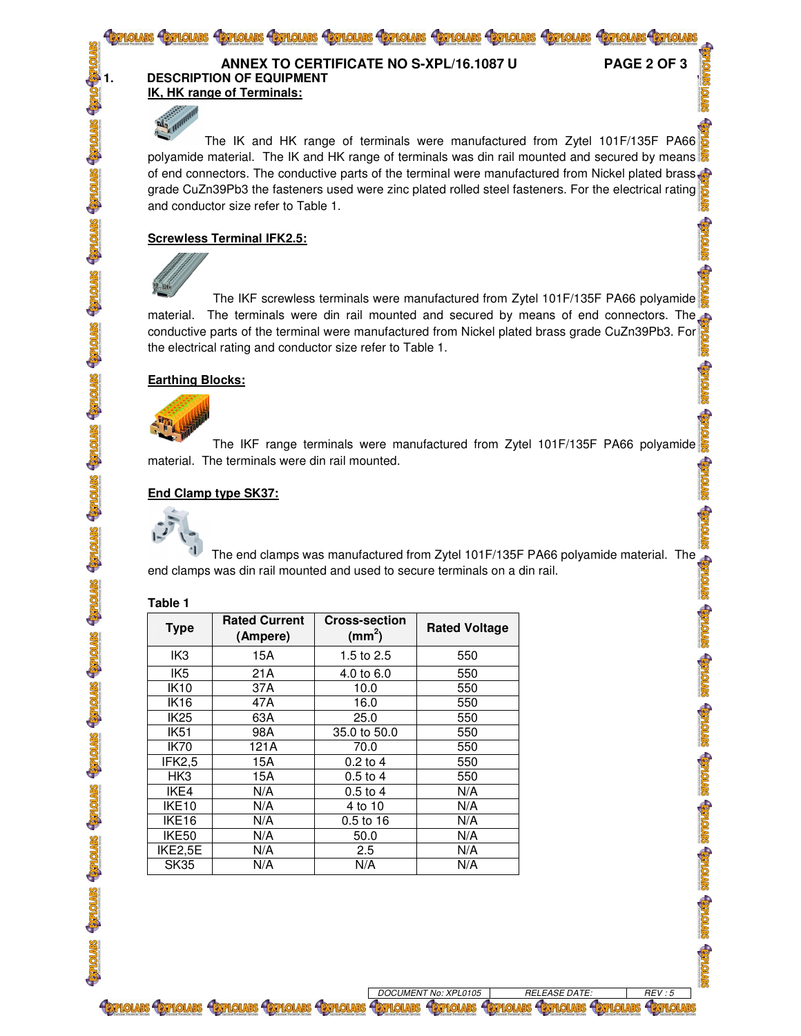## ANNEX TO CERTIFICATE NO S-XPL/16.1087 U

### 1. DESCRIPTION OF EQUIPMENT

**IK, HK range of Terminals:**

The IK and HK range of terminals were manufactured from Zytel 101F/135F PA66 polyamide material. The IK and HK range of terminals was din rail mounted and secured by means of end connectors. The conductive parts of the terminal were manufactured from Nickel plated brass grade CuZn39Pb3 the fasteners used were zinc plated rolled steel fasteners. For the electrical rating and conductor size refer to Table 1.

**Screwless Terminal IFK2.5:**

The IKF screwless terminals were manufactured from Zytel 101F/135F PA66 polyamide material. The terminals were din rail mounted and secured by means of end connectors. The conductive parts of the terminal were manufactured from Nickel plated brass grade CuZn39Pb3. For the electrical rating and conductor size refer to Table 1.

**Earthing Blocks:**

The IKF range terminals were manufactured from Zytel 101F/135F PA66 polyamide material. The terminals were din rail mounted.

**End Clamp type SK37:**

The end clamps was manufactured from Zytel 101F/135F PA66 polyamide material. The end clamps was din rail mounted and used to secure terminals on a din rail.

**Table 1**

| Type | Rated Current (Ampere) | Cross-section ($mm^2$) | Rated Voltage |
|---|---|---|---|
| IK3 | 15A | 1.5 to 2.5 | 550 |
| IK5 | 21A | 4.0 to 6.0 | 550 |
| IK10 | 37A | 10.0 | 550 |
| IK16 | 47A | 16.0 | 550 |
| IK25 | 63A | 25.0 | 550 |
| IK51 | 98A | 35.0 to 50.0 | 550 |
| IK70 | 121A | 70.0 | 550 |
| IFK2,5 | 15A | 0.2 to 4 | 550 |
| HK3 | 15A | 0.5 to 4 | 550 |
| IKE4 | N/A | 0.5 to 4 | N/A |
| IKE10 | N/A | 4 to 10 | N/A |
| IKE16 | N/A | 0.5 to 16 | N/A |
| IKE50 | N/A | 50.0 | N/A |
| IKE2,5E | N/A | 2.5 | N/A |
| SK35 | N/A | N/A | N/A |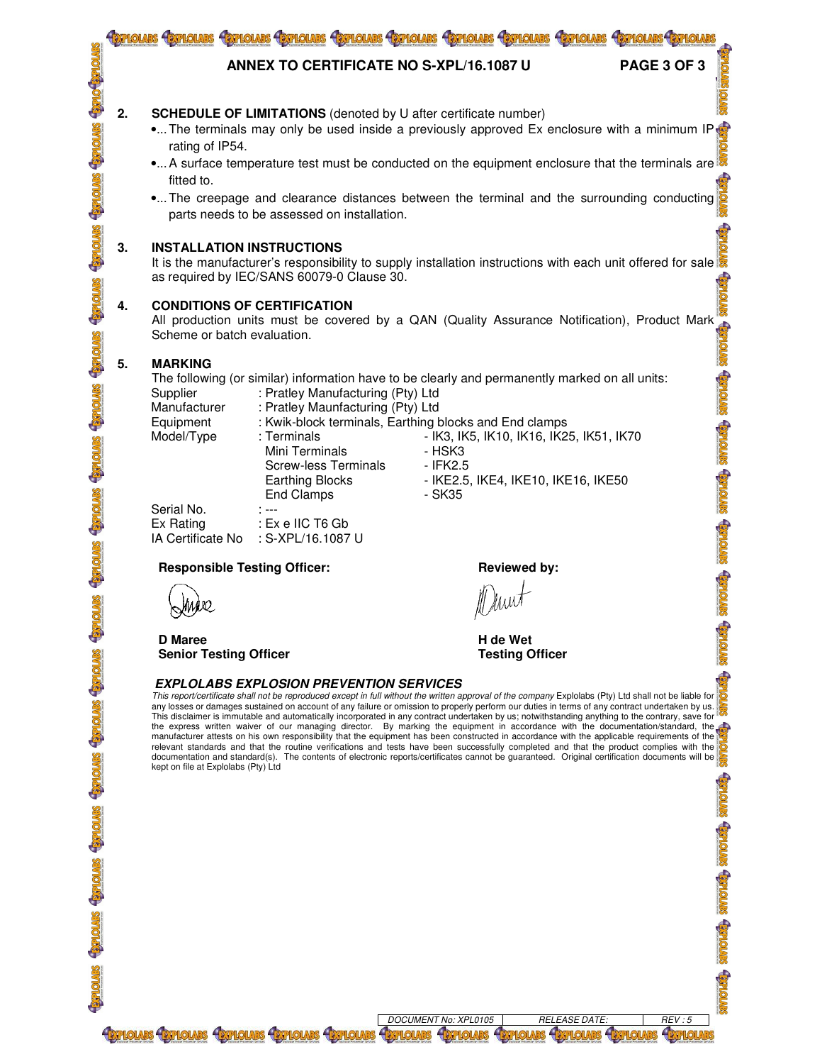## ANNEX TO CERTIFICATE NO S-XPL/16.1087 U

**2. SCHEDULE OF LIMITATIONS** (denoted by U after certificate number)

- ... The terminals may only be used inside a previously approved Ex enclosure with a minimum IP rating of IP54.
- ... A surface temperature test must be conducted on the equipment enclosure that the terminals are fitted to.
- ... The creepage and clearance distances between the terminal and the surrounding conducting parts needs to be assessed on installation.

**3. INSTALLATION INSTRUCTIONS**

It is the manufacturer's responsibility to supply installation instructions with each unit offered for sale as required by IEC/SANS 60079-0 Clause 30.

**4. CONDITIONS OF CERTIFICATION**

All production units must be covered by a QAN (Quality Assurance Notification), Product Mark Scheme or batch evaluation.

**5. MARKING**

The following (or similar) information have to be clearly and permanently marked on all units:

| | | |
|---|---|---|
| Supplier | : Pratley Manufacturing (Pty) Ltd | |
| Manufacturer | : Pratley Maunfacturing (Pty) Ltd | |
| Equipment | : Kwik-block terminals, Earthing blocks and End clamps | |
| Model/Type | : Terminals | - IK3, IK5, IK10, IK16, IK25, IK51, IK70 |
| | Mini Terminals | - HSK3 |
| | Screw-less Terminals | - IFK2.5 |
| | Earthing Blocks | - IKE2.5, IKE4, IKE10, IKE16, IKE50 |
| | End Clamps | - SK35 |
| Serial No. | : --- | |
| Ex Rating | : Ex e IIC T6 Gb | |
| IA Certificate No | : S-XPL/16.1087 U | |

| **Responsible Testing Officer:** | **Reviewed by:** |
|---|---|
| **D Maree** | **H de Wet** |
| **Senior Testing Officer** | **Testing Officer** |

***EXPLOLABS EXPLOSION PREVENTION SERVICES***

*This report/certificate shall not be reproduced except in full without the written approval of the company* Explolabs (Pty) Ltd shall not be liable for any losses or damages sustained on account of any failure or omission to properly perform our duties in terms of any contract undertaken by us. This disclaimer is immutable and automatically incorporated in any contract undertaken by us; notwithstanding anything to the contrary, save for the express written waiver of our managing director. By marking the equipment in accordance with the documentation/standard, the manufacturer attests on his own responsibility that the equipment has been constructed in accordance with the applicable requirements of the relevant standards and that the routine verifications and tests have been successfully completed and that the product complies with the documentation and standard(s). The contents of electronic reports/certificates cannot be guaranteed. Original certification documents will be kept on file at Explolabs (Pty) Ltd

| DOCUMENT No: XPL0105 | RELEASE DATE: | REV : 5 |
|---|---|---|